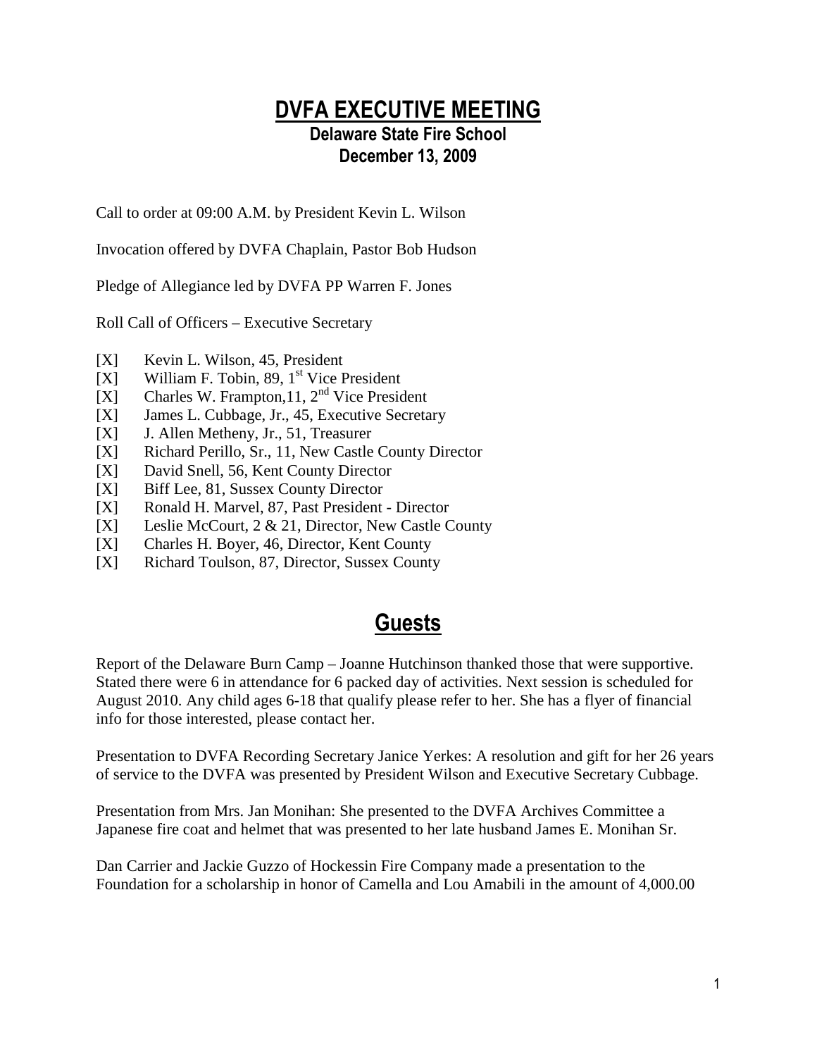# DVFA EXECUTIVE MEETING

## Delaware State Fire School
## December 13, 2009

Call to order at 09:00 A.M. by President Kevin L. Wilson

Invocation offered by DVFA Chaplain, Pastor Bob Hudson

Pledge of Allegiance led by DVFA PP Warren F. Jones

Roll Call of Officers – Executive Secretary

- [X] Kevin L. Wilson, 45, President
- [X] William F. Tobin, 89, 1st Vice President
- [X] Charles W. Frampton,11, 2nd Vice President
- [X] James L. Cubbage, Jr., 45, Executive Secretary
- [X] J. Allen Metheny, Jr., 51, Treasurer
- [X] Richard Perillo, Sr., 11, New Castle County Director
- [X] David Snell, 56, Kent County Director
- [X] Biff Lee, 81, Sussex County Director
- [X] Ronald H. Marvel, 87, Past President - Director
- [X] Leslie McCourt, 2 & 21, Director, New Castle County
- [X] Charles H. Boyer, 46, Director, Kent County
- [X] Richard Toulson, 87, Director, Sussex County

# Guests

Report of the Delaware Burn Camp – Joanne Hutchinson thanked those that were supportive. Stated there were 6 in attendance for 6 packed day of activities. Next session is scheduled for August 2010. Any child ages 6-18 that qualify please refer to her. She has a flyer of financial info for those interested, please contact her.

Presentation to DVFA Recording Secretary Janice Yerkes: A resolution and gift for her 26 years of service to the DVFA was presented by President Wilson and Executive Secretary Cubbage.

Presentation from Mrs. Jan Monihan: She presented to the DVFA Archives Committee a Japanese fire coat and helmet that was presented to her late husband James E. Monihan Sr.

Dan Carrier and Jackie Guzzo of Hockessin Fire Company made a presentation to the Foundation for a scholarship in honor of Camella and Lou Amabili in the amount of 4,000.00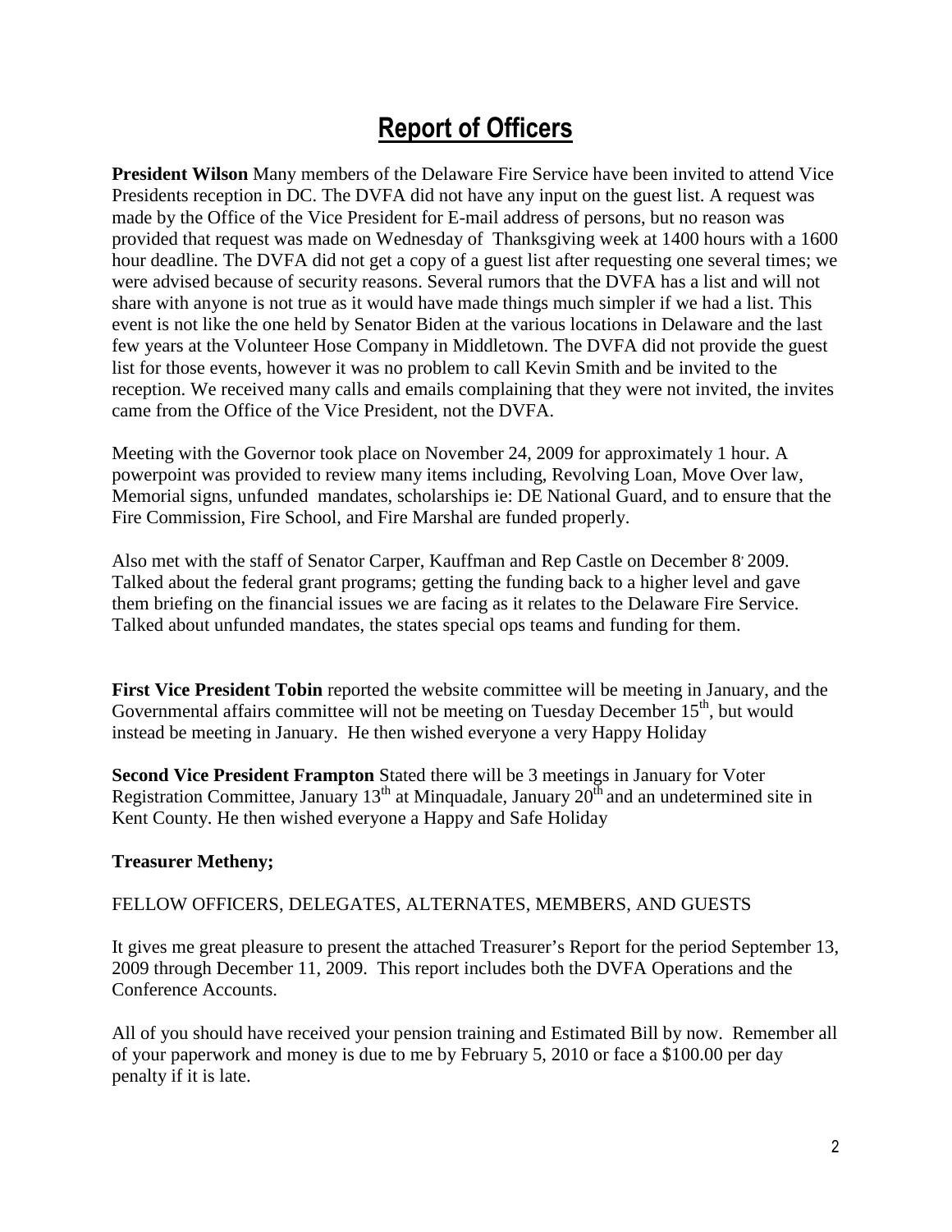# Report of Officers

**President Wilson** Many members of the Delaware Fire Service have been invited to attend Vice Presidents reception in DC. The DVFA did not have any input on the guest list. A request was made by the Office of the Vice President for E-mail address of persons, but no reason was provided that request was made on Wednesday of Thanksgiving week at 1400 hours with a 1600 hour deadline. The DVFA did not get a copy of a guest list after requesting one several times; we were advised because of security reasons. Several rumors that the DVFA has a list and will not share with anyone is not true as it would have made things much simpler if we had a list. This event is not like the one held by Senator Biden at the various locations in Delaware and the last few years at the Volunteer Hose Company in Middletown. The DVFA did not provide the guest list for those events, however it was no problem to call Kevin Smith and be invited to the reception. We received many calls and emails complaining that they were not invited, the invites came from the Office of the Vice President, not the DVFA.

Meeting with the Governor took place on November 24, 2009 for approximately 1 hour. A powerpoint was provided to review many items including, Revolving Loan, Move Over law, Memorial signs, unfunded mandates, scholarships ie: DE National Guard, and to ensure that the Fire Commission, Fire School, and Fire Marshal are funded properly.

Also met with the staff of Senator Carper, Kauffman and Rep Castle on December 8, 2009. Talked about the federal grant programs; getting the funding back to a higher level and gave them briefing on the financial issues we are facing as it relates to the Delaware Fire Service. Talked about unfunded mandates, the states special ops teams and funding for them.

**First Vice President Tobin** reported the website committee will be meeting in January, and the Governmental affairs committee will not be meeting on Tuesday December 15th, but would instead be meeting in January. He then wished everyone a very Happy Holiday

**Second Vice President Frampton** Stated there will be 3 meetings in January for Voter Registration Committee, January 13th at Minquadale, January 20th and an undetermined site in Kent County. He then wished everyone a Happy and Safe Holiday

**Treasurer Metheny;**

FELLOW OFFICERS, DELEGATES, ALTERNATES, MEMBERS, AND GUESTS

It gives me great pleasure to present the attached Treasurer's Report for the period September 13, 2009 through December 11, 2009. This report includes both the DVFA Operations and the Conference Accounts.

All of you should have received your pension training and Estimated Bill by now. Remember all of your paperwork and money is due to me by February 5, 2010 or face a $100.00 per day penalty if it is late.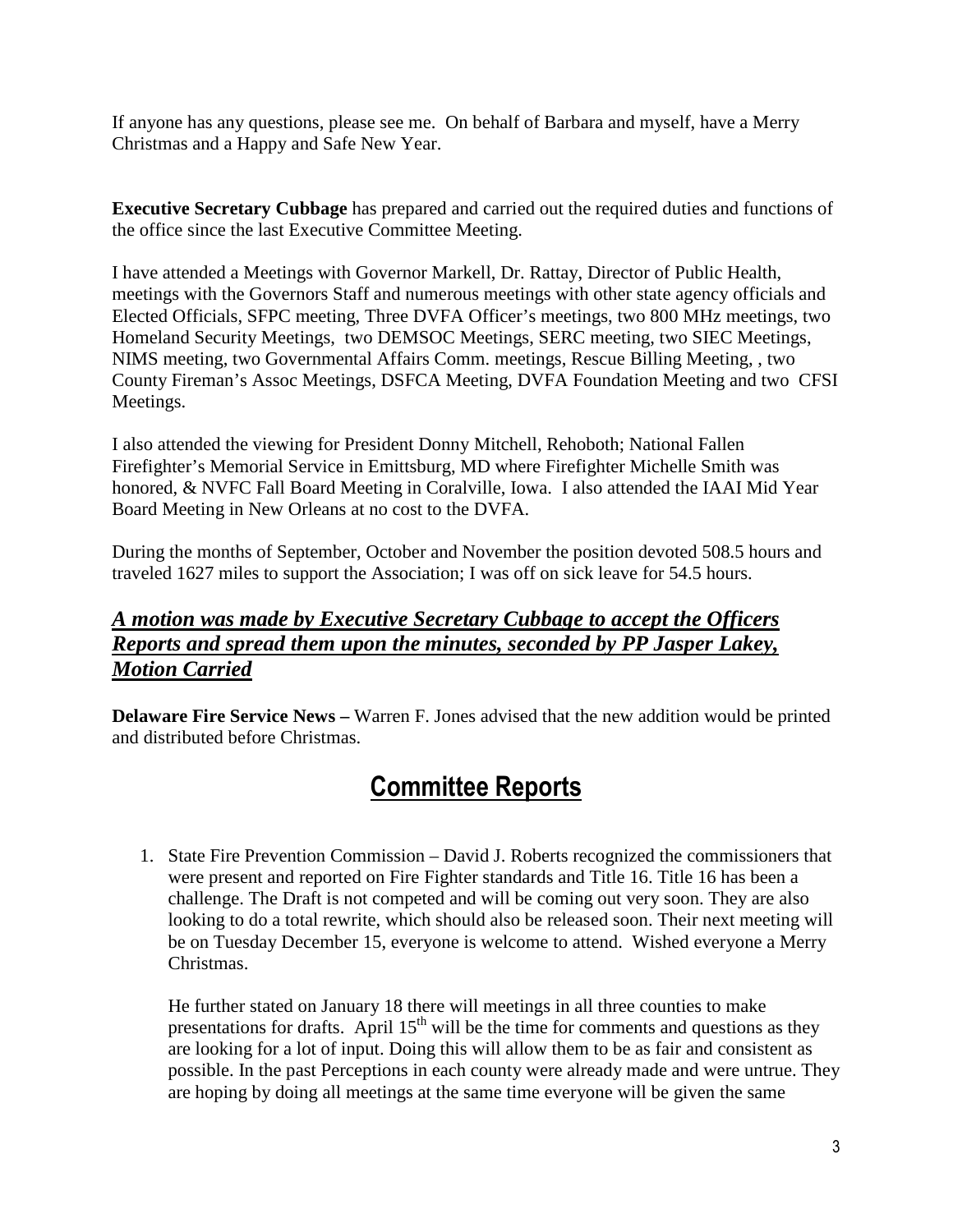If anyone has any questions, please see me. On behalf of Barbara and myself, have a Merry Christmas and a Happy and Safe New Year.

**Executive Secretary Cubbage** has prepared and carried out the required duties and functions of the office since the last Executive Committee Meeting.

I have attended a Meetings with Governor Markell, Dr. Rattay, Director of Public Health, meetings with the Governors Staff and numerous meetings with other state agency officials and Elected Officials, SFPC meeting, Three DVFA Officer's meetings, two 800 MHz meetings, two Homeland Security Meetings, two DEMSOC Meetings, SERC meeting, two SIEC Meetings, NIMS meeting, two Governmental Affairs Comm. meetings, Rescue Billing Meeting, , two County Fireman's Assoc Meetings, DSFCA Meeting, DVFA Foundation Meeting and two CFSI Meetings.

I also attended the viewing for President Donny Mitchell, Rehoboth; National Fallen Firefighter's Memorial Service in Emittsburg, MD where Firefighter Michelle Smith was honored, & NVFC Fall Board Meeting in Coralville, Iowa. I also attended the IAAI Mid Year Board Meeting in New Orleans at no cost to the DVFA.

During the months of September, October and November the position devoted 508.5 hours and traveled 1627 miles to support the Association; I was off on sick leave for 54.5 hours.

***A motion was made by Executive Secretary Cubbage to accept the Officers Reports and spread them upon the minutes, seconded by PP Jasper Lakey, Motion Carried***

**Delaware Fire Service News –** Warren F. Jones advised that the new addition would be printed and distributed before Christmas.

# Committee Reports

1. State Fire Prevention Commission – David J. Roberts recognized the commissioners that were present and reported on Fire Fighter standards and Title 16. Title 16 has been a challenge. The Draft is not competed and will be coming out very soon. They are also looking to do a total rewrite, which should also be released soon. Their next meeting will be on Tuesday December 15, everyone is welcome to attend. Wished everyone a Merry Christmas.

   He further stated on January 18 there will meetings in all three counties to make presentations for drafts. April 15th will be the time for comments and questions as they are looking for a lot of input. Doing this will allow them to be as fair and consistent as possible. In the past Perceptions in each county were already made and were untrue. They are hoping by doing all meetings at the same time everyone will be given the same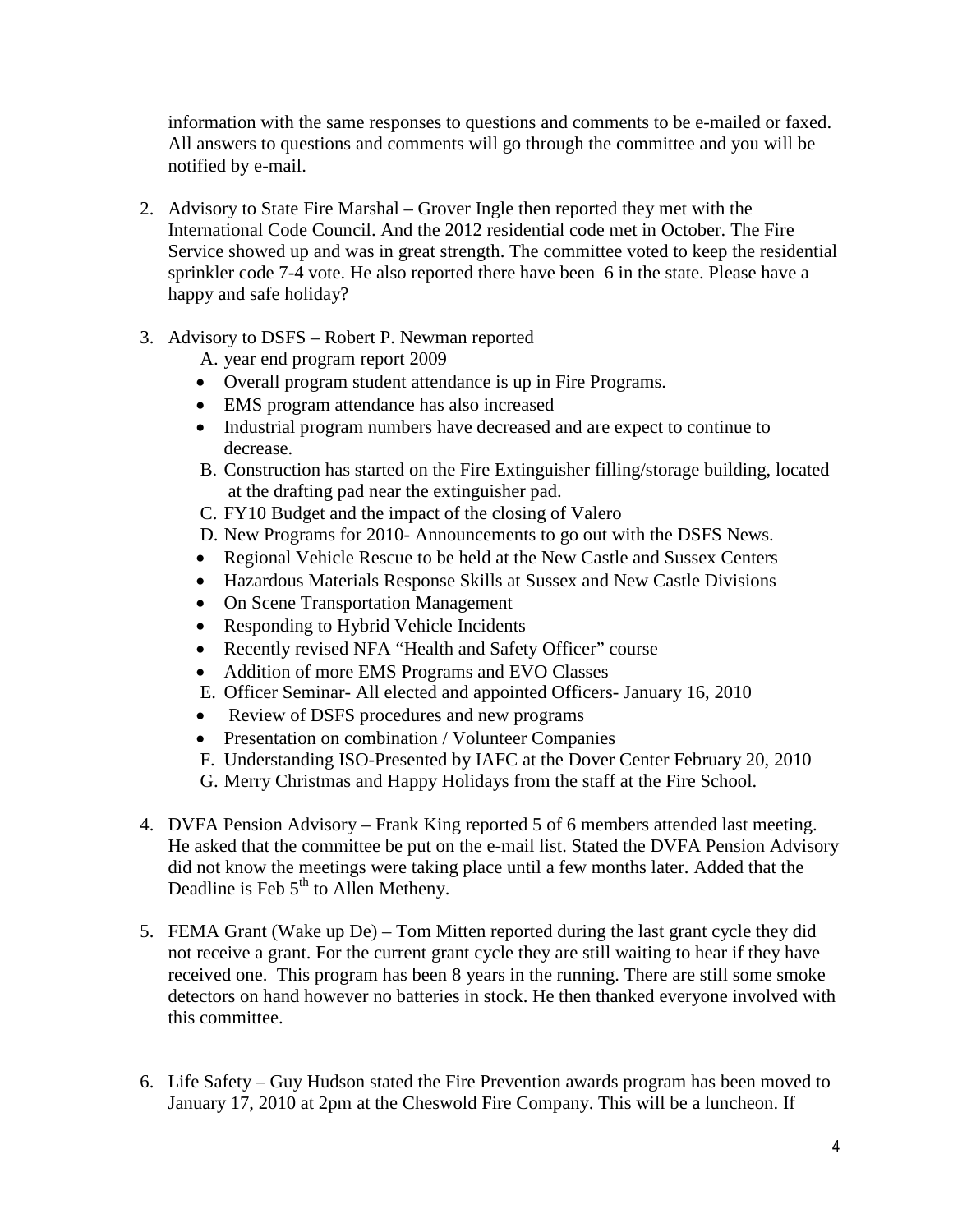information with the same responses to questions and comments to be e-mailed or faxed. All answers to questions and comments will go through the committee and you will be notified by e-mail.

2. Advisory to State Fire Marshal – Grover Ingle then reported they met with the International Code Council. And the 2012 residential code met in October. The Fire Service showed up and was in great strength. The committee voted to keep the residential sprinkler code 7-4 vote. He also reported there have been 6 in the state. Please have a happy and safe holiday?

3. Advisory to DSFS – Robert P. Newman reported
   A. year end program report 2009
   - Overall program student attendance is up in Fire Programs.
   - EMS program attendance has also increased
   - Industrial program numbers have decreased and are expect to continue to decrease.

   B. Construction has started on the Fire Extinguisher filling/storage building, located at the drafting pad near the extinguisher pad.
   C. FY10 Budget and the impact of the closing of Valero
   D. New Programs for 2010- Announcements to go out with the DSFS News.
   - Regional Vehicle Rescue to be held at the New Castle and Sussex Centers
   - Hazardous Materials Response Skills at Sussex and New Castle Divisions
   - On Scene Transportation Management
   - Responding to Hybrid Vehicle Incidents
   - Recently revised NFA "Health and Safety Officer" course
   - Addition of more EMS Programs and EVO Classes

   E. Officer Seminar- All elected and appointed Officers- January 16, 2010
   - Review of DSFS procedures and new programs
   - Presentation on combination / Volunteer Companies

   F. Understanding ISO-Presented by IAFC at the Dover Center February 20, 2010
   G. Merry Christmas and Happy Holidays from the staff at the Fire School.

4. DVFA Pension Advisory – Frank King reported 5 of 6 members attended last meeting. He asked that the committee be put on the e-mail list. Stated the DVFA Pension Advisory did not know the meetings were taking place until a few months later. Added that the Deadline is Feb 5th to Allen Metheny.

5. FEMA Grant (Wake up De) – Tom Mitten reported during the last grant cycle they did not receive a grant. For the current grant cycle they are still waiting to hear if they have received one. This program has been 8 years in the running. There are still some smoke detectors on hand however no batteries in stock. He then thanked everyone involved with this committee.

6. Life Safety – Guy Hudson stated the Fire Prevention awards program has been moved to January 17, 2010 at 2pm at the Cheswold Fire Company. This will be a luncheon. If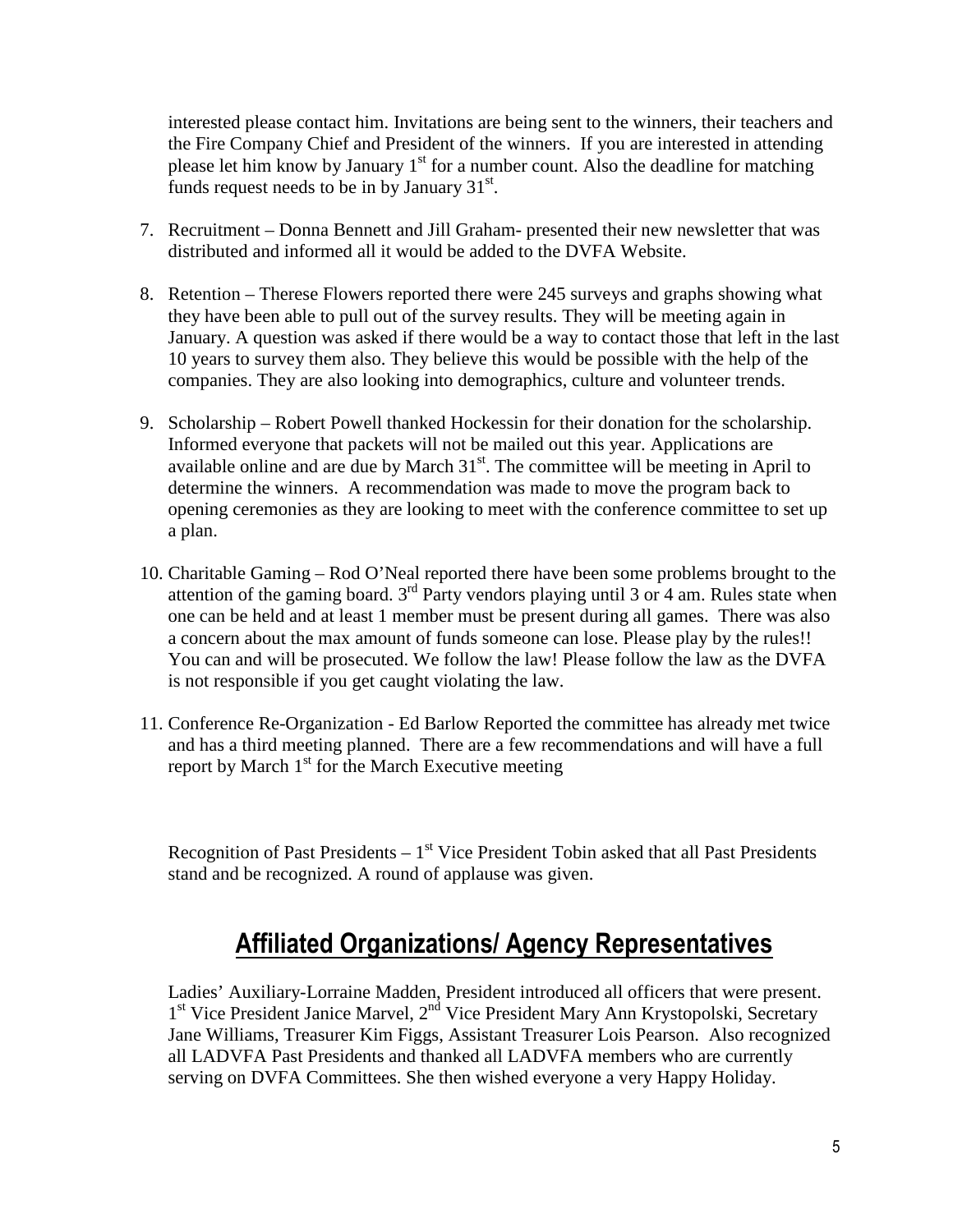interested please contact him. Invitations are being sent to the winners, their teachers and the Fire Company Chief and President of the winners. If you are interested in attending please let him know by January 1st for a number count. Also the deadline for matching funds request needs to be in by January 31st.

7. Recruitment – Donna Bennett and Jill Graham- presented their new newsletter that was distributed and informed all it would be added to the DVFA Website.

8. Retention – Therese Flowers reported there were 245 surveys and graphs showing what they have been able to pull out of the survey results. They will be meeting again in January. A question was asked if there would be a way to contact those that left in the last 10 years to survey them also. They believe this would be possible with the help of the companies. They are also looking into demographics, culture and volunteer trends.

9. Scholarship – Robert Powell thanked Hockessin for their donation for the scholarship. Informed everyone that packets will not be mailed out this year. Applications are available online and are due by March 31st. The committee will be meeting in April to determine the winners. A recommendation was made to move the program back to opening ceremonies as they are looking to meet with the conference committee to set up a plan.

10. Charitable Gaming – Rod O'Neal reported there have been some problems brought to the attention of the gaming board. 3rd Party vendors playing until 3 or 4 am. Rules state when one can be held and at least 1 member must be present during all games. There was also a concern about the max amount of funds someone can lose. Please play by the rules!! You can and will be prosecuted. We follow the law! Please follow the law as the DVFA is not responsible if you get caught violating the law.

11. Conference Re-Organization - Ed Barlow Reported the committee has already met twice and has a third meeting planned. There are a few recommendations and will have a full report by March 1st for the March Executive meeting

Recognition of Past Presidents – 1st Vice President Tobin asked that all Past Presidents stand and be recognized. A round of applause was given.

## Affiliated Organizations/ Agency Representatives

Ladies' Auxiliary-Lorraine Madden, President introduced all officers that were present. 1st Vice President Janice Marvel, 2nd Vice President Mary Ann Krystopolski, Secretary Jane Williams, Treasurer Kim Figgs, Assistant Treasurer Lois Pearson. Also recognized all LADVFA Past Presidents and thanked all LADVFA members who are currently serving on DVFA Committees. She then wished everyone a very Happy Holiday.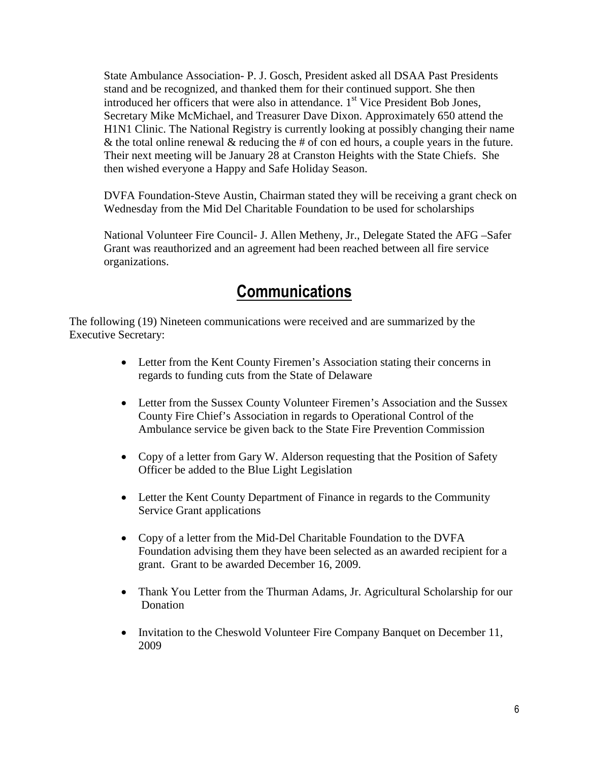State Ambulance Association- P. J. Gosch, President asked all DSAA Past Presidents stand and be recognized, and thanked them for their continued support. She then introduced her officers that were also in attendance. 1st Vice President Bob Jones, Secretary Mike McMichael, and Treasurer Dave Dixon. Approximately 650 attend the H1N1 Clinic. The National Registry is currently looking at possibly changing their name & the total online renewal & reducing the # of con ed hours, a couple years in the future. Their next meeting will be January 28 at Cranston Heights with the State Chiefs. She then wished everyone a Happy and Safe Holiday Season.

DVFA Foundation-Steve Austin, Chairman stated they will be receiving a grant check on Wednesday from the Mid Del Charitable Foundation to be used for scholarships

National Volunteer Fire Council- J. Allen Metheny, Jr., Delegate Stated the AFG –Safer Grant was reauthorized and an agreement had been reached between all fire service organizations.

## Communications

The following (19) Nineteen communications were received and are summarized by the Executive Secretary:

- Letter from the Kent County Firemen's Association stating their concerns in regards to funding cuts from the State of Delaware
- Letter from the Sussex County Volunteer Firemen's Association and the Sussex County Fire Chief's Association in regards to Operational Control of the Ambulance service be given back to the State Fire Prevention Commission
- Copy of a letter from Gary W. Alderson requesting that the Position of Safety Officer be added to the Blue Light Legislation
- Letter the Kent County Department of Finance in regards to the Community Service Grant applications
- Copy of a letter from the Mid-Del Charitable Foundation to the DVFA Foundation advising them they have been selected as an awarded recipient for a grant. Grant to be awarded December 16, 2009.
- Thank You Letter from the Thurman Adams, Jr. Agricultural Scholarship for our Donation
- Invitation to the Cheswold Volunteer Fire Company Banquet on December 11, 2009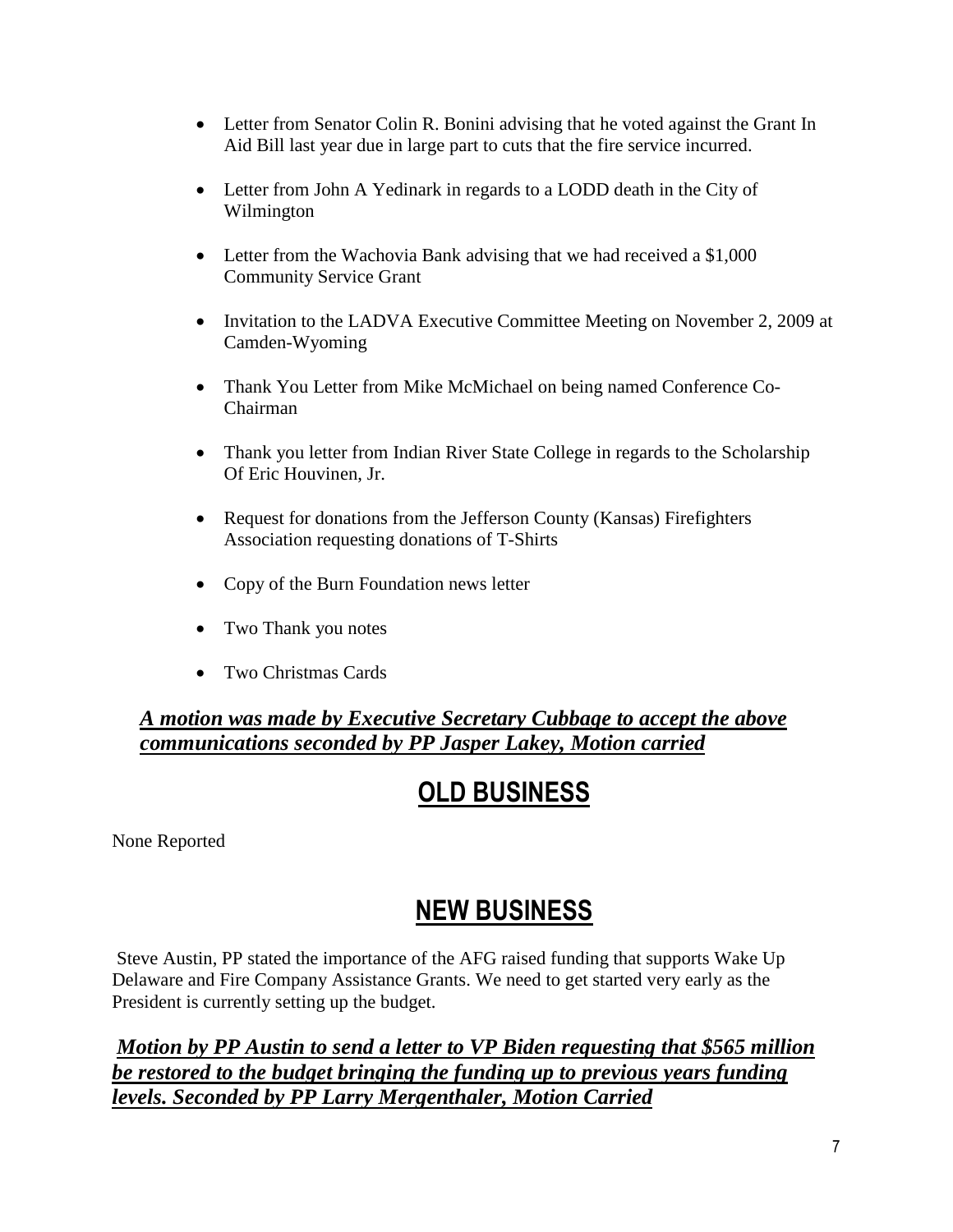- Letter from Senator Colin R. Bonini advising that he voted against the Grant In Aid Bill last year due in large part to cuts that the fire service incurred.
- Letter from John A Yedinark in regards to a LODD death in the City of Wilmington
- Letter from the Wachovia Bank advising that we had received a $1,000 Community Service Grant
- Invitation to the LADVA Executive Committee Meeting on November 2, 2009 at Camden-Wyoming
- Thank You Letter from Mike McMichael on being named Conference Co-Chairman
- Thank you letter from Indian River State College in regards to the Scholarship Of Eric Houvinen, Jr.
- Request for donations from the Jefferson County (Kansas) Firefighters Association requesting donations of T-Shirts
- Copy of the Burn Foundation news letter
- Two Thank you notes
- Two Christmas Cards

***A motion was made by Executive Secretary Cubbage to accept the above communications seconded by PP Jasper Lakey, Motion carried***

# OLD BUSINESS

None Reported

# NEW BUSINESS

Steve Austin, PP stated the importance of the AFG raised funding that supports Wake Up Delaware and Fire Company Assistance Grants. We need to get started very early as the President is currently setting up the budget.

***Motion by PP Austin to send a letter to VP Biden requesting that $565 million be restored to the budget bringing the funding up to previous years funding levels. Seconded by PP Larry Mergenthaler, Motion Carried***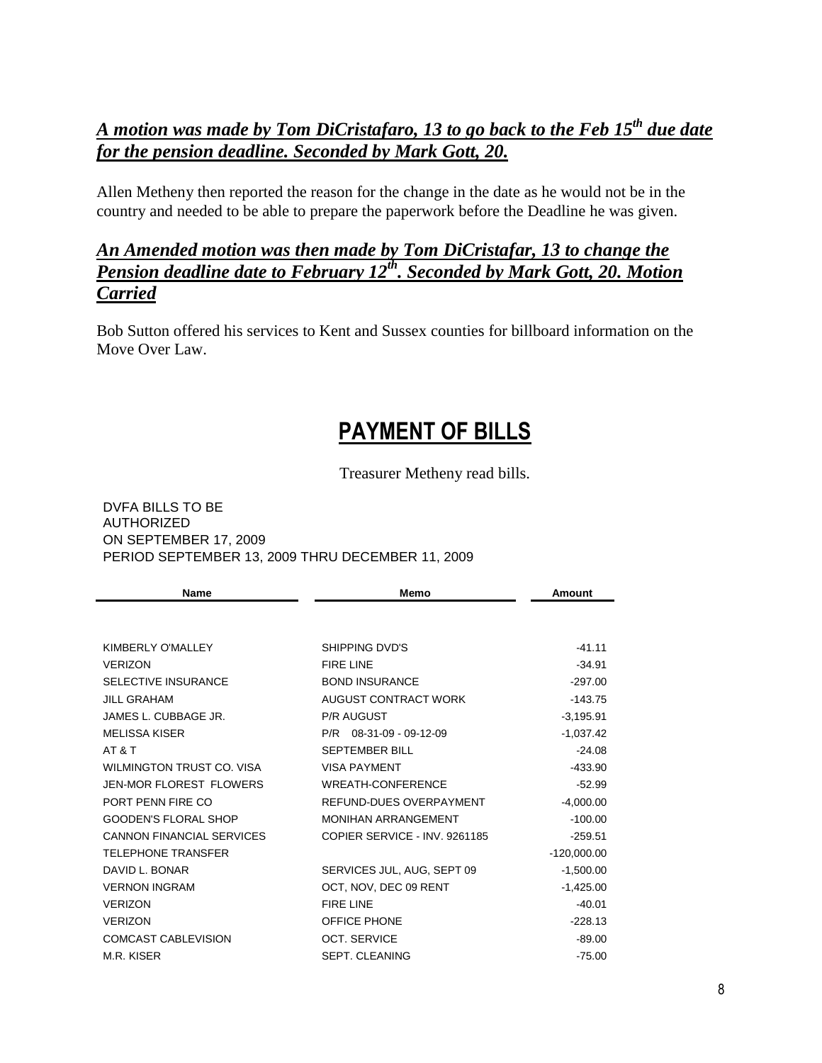***A motion was made by Tom DiCristafaro, 13 to go back to the Feb 15th due date for the pension deadline. Seconded by Mark Gott, 20.***

Allen Metheny then reported the reason for the change in the date as he would not be in the country and needed to be able to prepare the paperwork before the Deadline he was given.

***An Amended motion was then made by Tom DiCristafar, 13 to change the Pension deadline date to February 12th. Seconded by Mark Gott, 20. Motion Carried***

Bob Sutton offered his services to Kent and Sussex counties for billboard information on the Move Over Law.

# PAYMENT OF BILLS

Treasurer Metheny read bills.

DVFA BILLS TO BE AUTHORIZED
ON SEPTEMBER 17, 2009
PERIOD SEPTEMBER 13, 2009 THRU DECEMBER 11, 2009

| Name | Memo | Amount |
|---|---|---|
| KIMBERLY O'MALLEY | SHIPPING DVD'S | -41.11 |
| VERIZON | FIRE LINE | -34.91 |
| SELECTIVE INSURANCE | BOND INSURANCE | -297.00 |
| JILL GRAHAM | AUGUST CONTRACT WORK | -143.75 |
| JAMES L. CUBBAGE JR. | P/R AUGUST | -3,195.91 |
| MELISSA KISER | P/R 08-31-09 - 09-12-09 | -1,037.42 |
| AT & T | SEPTEMBER BILL | -24.08 |
| WILMINGTON TRUST CO. VISA | VISA PAYMENT | -433.90 |
| JEN-MOR FLOREST FLOWERS | WREATH-CONFERENCE | -52.99 |
| PORT PENN FIRE CO | REFUND-DUES OVERPAYMENT | -4,000.00 |
| GOODEN'S FLORAL SHOP | MONIHAN ARRANGEMENT | -100.00 |
| CANNON FINANCIAL SERVICES | COPIER SERVICE - INV. 9261185 | -259.51 |
| TELEPHONE TRANSFER | | -120,000.00 |
| DAVID L. BONAR | SERVICES JUL, AUG, SEPT 09 | -1,500.00 |
| VERNON INGRAM | OCT, NOV, DEC 09 RENT | -1,425.00 |
| VERIZON | FIRE LINE | -40.01 |
| VERIZON | OFFICE PHONE | -228.13 |
| COMCAST CABLEVISION | OCT. SERVICE | -89.00 |
| M.R. KISER | SEPT. CLEANING | -75.00 |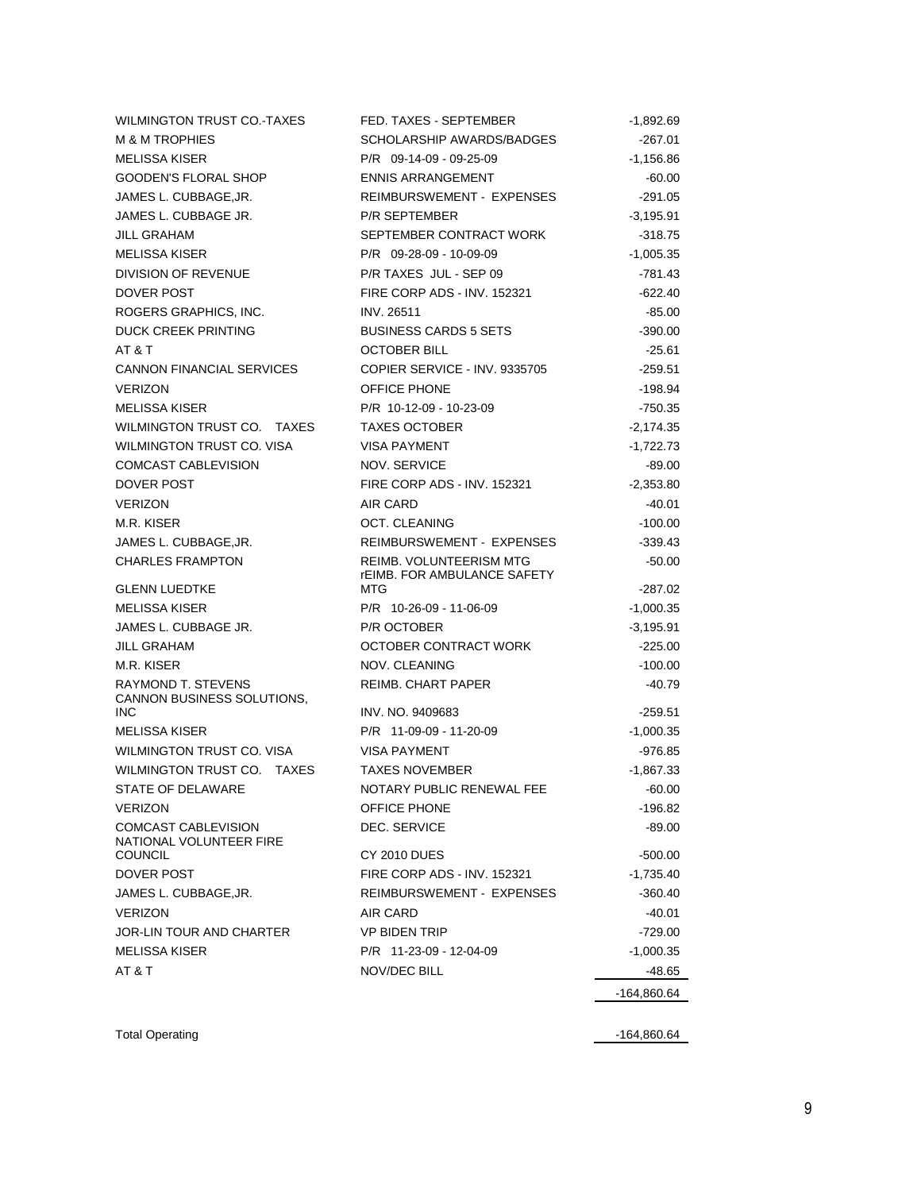| | | |
|---|---|---|
| WILMINGTON TRUST CO.-TAXES | FED. TAXES - SEPTEMBER | -1,892.69 |
| M & M TROPHIES | SCHOLARSHIP AWARDS/BADGES | -267.01 |
| MELISSA KISER | P/R 09-14-09 - 09-25-09 | -1,156.86 |
| GOODEN'S FLORAL SHOP | ENNIS ARRANGEMENT | -60.00 |
| JAMES L. CUBBAGE,JR. | REIMBURSWEMENT - EXPENSES | -291.05 |
| JAMES L. CUBBAGE JR. | P/R SEPTEMBER | -3,195.91 |
| JILL GRAHAM | SEPTEMBER CONTRACT WORK | -318.75 |
| MELISSA KISER | P/R 09-28-09 - 10-09-09 | -1,005.35 |
| DIVISION OF REVENUE | P/R TAXES JUL - SEP 09 | -781.43 |
| DOVER POST | FIRE CORP ADS - INV. 152321 | -622.40 |
| ROGERS GRAPHICS, INC. | INV. 26511 | -85.00 |
| DUCK CREEK PRINTING | BUSINESS CARDS 5 SETS | -390.00 |
| AT & T | OCTOBER BILL | -25.61 |
| CANNON FINANCIAL SERVICES | COPIER SERVICE - INV. 9335705 | -259.51 |
| VERIZON | OFFICE PHONE | -198.94 |
| MELISSA KISER | P/R 10-12-09 - 10-23-09 | -750.35 |
| WILMINGTON TRUST CO. TAXES | TAXES OCTOBER | -2,174.35 |
| WILMINGTON TRUST CO. VISA | VISA PAYMENT | -1,722.73 |
| COMCAST CABLEVISION | NOV. SERVICE | -89.00 |
| DOVER POST | FIRE CORP ADS - INV. 152321 | -2,353.80 |
| VERIZON | AIR CARD | -40.01 |
| M.R. KISER | OCT. CLEANING | -100.00 |
| JAMES L. CUBBAGE,JR. | REIMBURSWEMENT - EXPENSES | -339.43 |
| CHARLES FRAMPTON | REIMB. VOLUNTEERISM MTG | -50.00 |
| GLENN LUEDTKE | rEIMB. FOR AMBULANCE SAFETY MTG | -287.02 |
| MELISSA KISER | P/R 10-26-09 - 11-06-09 | -1,000.35 |
| JAMES L. CUBBAGE JR. | P/R OCTOBER | -3,195.91 |
| JILL GRAHAM | OCTOBER CONTRACT WORK | -225.00 |
| M.R. KISER | NOV. CLEANING | -100.00 |
| RAYMOND T. STEVENS | REIMB. CHART PAPER | -40.79 |
| CANNON BUSINESS SOLUTIONS, INC | INV. NO. 9409683 | -259.51 |
| MELISSA KISER | P/R 11-09-09 - 11-20-09 | -1,000.35 |
| WILMINGTON TRUST CO. VISA | VISA PAYMENT | -976.85 |
| WILMINGTON TRUST CO. TAXES | TAXES NOVEMBER | -1,867.33 |
| STATE OF DELAWARE | NOTARY PUBLIC RENEWAL FEE | -60.00 |
| VERIZON | OFFICE PHONE | -196.82 |
| COMCAST CABLEVISION | DEC. SERVICE | -89.00 |
| NATIONAL VOLUNTEER FIRE COUNCIL | CY 2010 DUES | -500.00 |
| DOVER POST | FIRE CORP ADS - INV. 152321 | -1,735.40 |
| JAMES L. CUBBAGE,JR. | REIMBURSWEMENT - EXPENSES | -360.40 |
| VERIZON | AIR CARD | -40.01 |
| JOR-LIN TOUR AND CHARTER | VP BIDEN TRIP | -729.00 |
| MELISSA KISER | P/R 11-23-09 - 12-04-09 | -1,000.35 |
| AT & T | NOV/DEC BILL | -48.65 |
| | | -164,860.64 |
| | | |
| Total Operating | | -164,860.64 |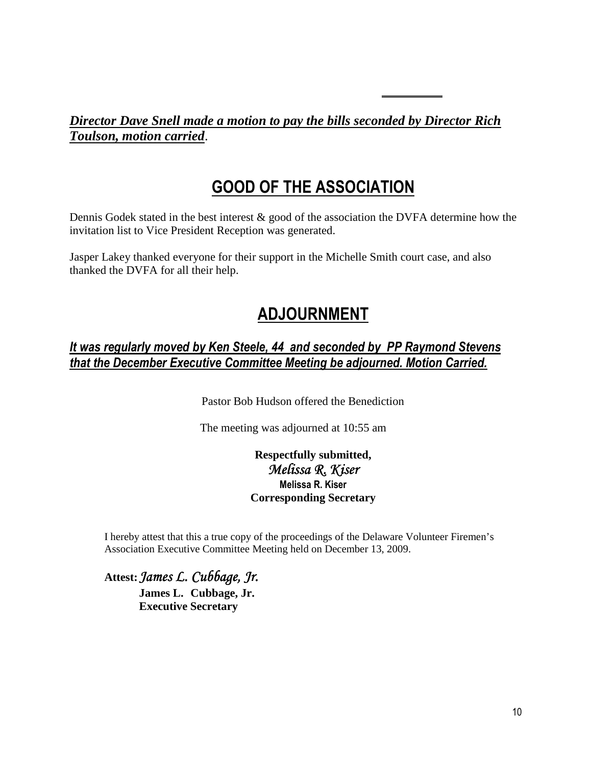***Director Dave Snell made a motion to pay the bills seconded by Director Rich Toulson, motion carried*.**

## GOOD OF THE ASSOCIATION

Dennis Godek stated in the best interest & good of the association the DVFA determine how the invitation list to Vice President Reception was generated.

Jasper Lakey thanked everyone for their support in the Michelle Smith court case, and also thanked the DVFA for all their help.

## ADJOURNMENT

***It was regularly moved by Ken Steele, 44 and seconded by PP Raymond Stevens that the December Executive Committee Meeting be adjourned. Motion Carried.***

Pastor Bob Hudson offered the Benediction

The meeting was adjourned at 10:55 am

**Respectfully submitted,**
*Melissa R. Kiser*
**Melissa R. Kiser**
**Corresponding Secretary**

I hereby attest that this a true copy of the proceedings of the Delaware Volunteer Firemen's Association Executive Committee Meeting held on December 13, 2009.

**Attest:** *James L. Cubbage, Jr.*
**James L. Cubbage, Jr.**
**Executive Secretary**